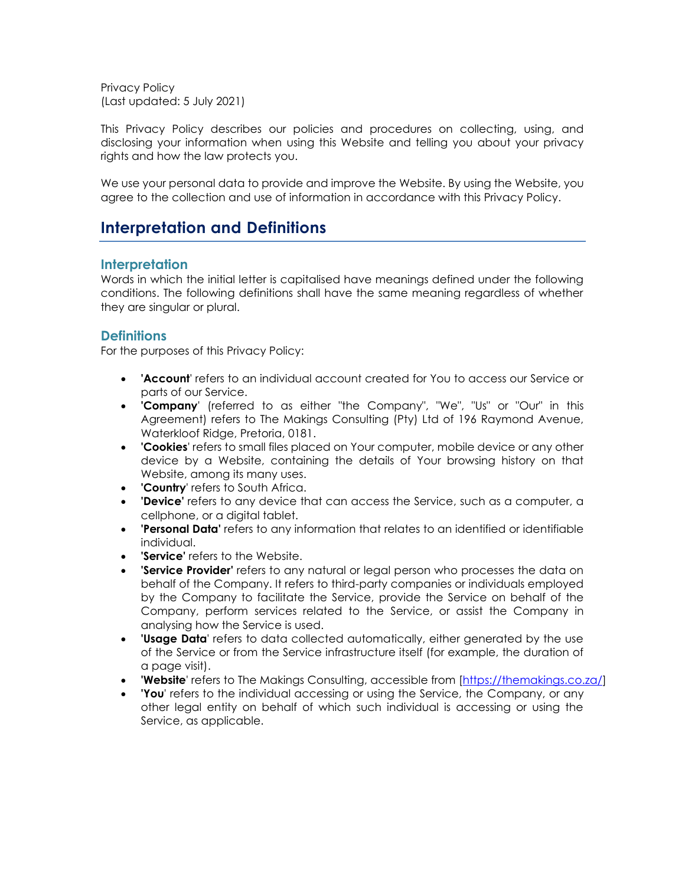Privacy Policy
(Last updated: 5 July 2021)

This Privacy Policy describes our policies and procedures on collecting, using, and disclosing your information when using this Website and telling you about your privacy rights and how the law protects you.

We use your personal data to provide and improve the Website. By using the Website, you agree to the collection and use of information in accordance with this Privacy Policy.

## Interpretation and Definitions

### Interpretation

Words in which the initial letter is capitalised have meanings defined under the following conditions. The following definitions shall have the same meaning regardless of whether they are singular or plural.

### Definitions

For the purposes of this Privacy Policy:

- **'Account**' refers to an individual account created for You to access our Service or parts of our Service.
- **'Company**' (referred to as either "the Company", "We", "Us" or "Our" in this Agreement) refers to The Makings Consulting (Pty) Ltd of 196 Raymond Avenue, Waterkloof Ridge, Pretoria, 0181.
- **'Cookies**' refers to small files placed on Your computer, mobile device or any other device by a Website, containing the details of Your browsing history on that Website, among its many uses.
- **'Country**' refers to South Africa.
- **'Device'** refers to any device that can access the Service, such as a computer, a cellphone, or a digital tablet.
- **'Personal Data'** refers to any information that relates to an identified or identifiable individual.
- **'Service'** refers to the Website.
- **'Service Provider'** refers to any natural or legal person who processes the data on behalf of the Company. It refers to third-party companies or individuals employed by the Company to facilitate the Service, provide the Service on behalf of the Company, perform services related to the Service, or assist the Company in analysing how the Service is used.
- **'Usage Data**' refers to data collected automatically, either generated by the use of the Service or from the Service infrastructure itself (for example, the duration of a page visit).
- **'Website**' refers to The Makings Consulting, accessible from [https://themakings.co.za/]
- **'You**' refers to the individual accessing or using the Service, the Company, or any other legal entity on behalf of which such individual is accessing or using the Service, as applicable.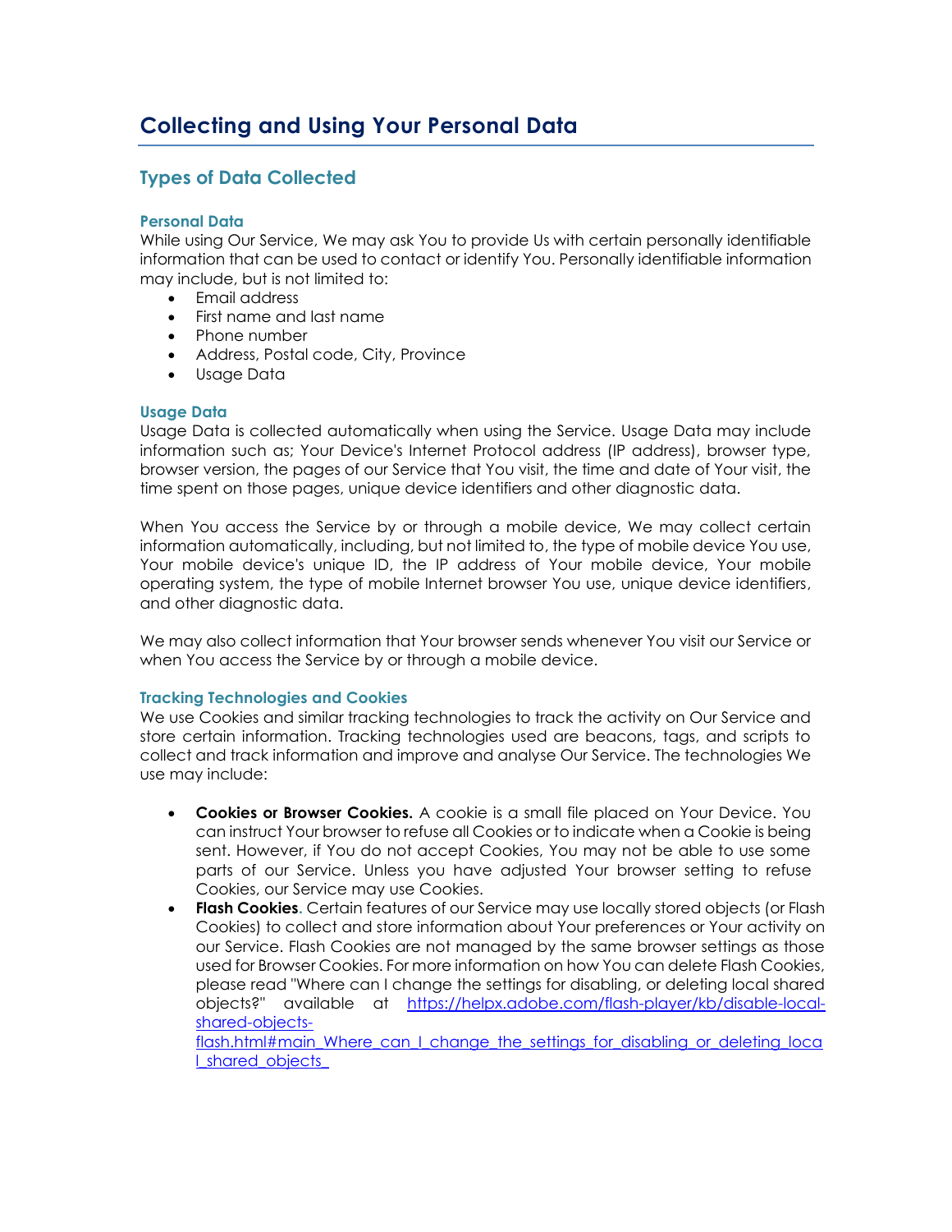# Collecting and Using Your Personal Data

## Types of Data Collected

### Personal Data

While using Our Service, We may ask You to provide Us with certain personally identifiable information that can be used to contact or identify You. Personally identifiable information may include, but is not limited to:

- Email address
- First name and last name
- Phone number
- Address, Postal code, City, Province
- Usage Data

### Usage Data

Usage Data is collected automatically when using the Service. Usage Data may include information such as; Your Device's Internet Protocol address (IP address), browser type, browser version, the pages of our Service that You visit, the time and date of Your visit, the time spent on those pages, unique device identifiers and other diagnostic data.

When You access the Service by or through a mobile device, We may collect certain information automatically, including, but not limited to, the type of mobile device You use, Your mobile device's unique ID, the IP address of Your mobile device, Your mobile operating system, the type of mobile Internet browser You use, unique device identifiers, and other diagnostic data.

We may also collect information that Your browser sends whenever You visit our Service or when You access the Service by or through a mobile device.

### Tracking Technologies and Cookies

We use Cookies and similar tracking technologies to track the activity on Our Service and store certain information. Tracking technologies used are beacons, tags, and scripts to collect and track information and improve and analyse Our Service. The technologies We use may include:

- **Cookies or Browser Cookies.** A cookie is a small file placed on Your Device. You can instruct Your browser to refuse all Cookies or to indicate when a Cookie is being sent. However, if You do not accept Cookies, You may not be able to use some parts of our Service. Unless you have adjusted Your browser setting to refuse Cookies, our Service may use Cookies.
- **Flash Cookies.** Certain features of our Service may use locally stored objects (or Flash Cookies) to collect and store information about Your preferences or Your activity on our Service. Flash Cookies are not managed by the same browser settings as those used for Browser Cookies. For more information on how You can delete Flash Cookies, please read "Where can I change the settings for disabling, or deleting local shared objects?" available at https://helpx.adobe.com/flash-player/kb/disable-local-shared-objects-flash.html#main_Where_can_I_change_the_settings_for_disabling_or_deleting_local_shared_objects_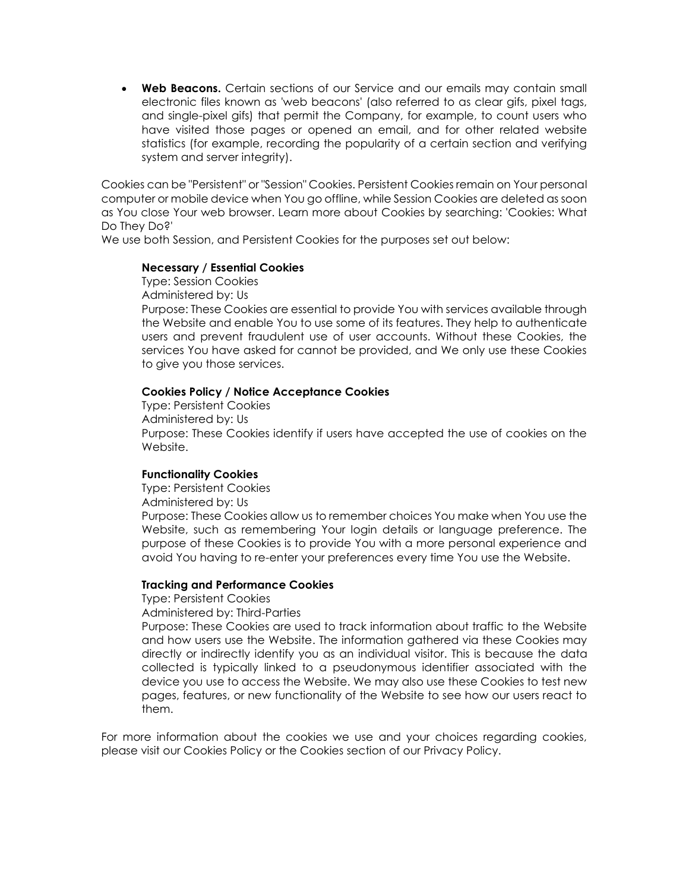- **Web Beacons.** Certain sections of our Service and our emails may contain small electronic files known as 'web beacons' (also referred to as clear gifs, pixel tags, and single-pixel gifs) that permit the Company, for example, to count users who have visited those pages or opened an email, and for other related website statistics (for example, recording the popularity of a certain section and verifying system and server integrity).

Cookies can be "Persistent" or "Session" Cookies. Persistent Cookies remain on Your personal computer or mobile device when You go offline, while Session Cookies are deleted as soon as You close Your web browser. Learn more about Cookies by searching: 'Cookies: What Do They Do?'

We use both Session, and Persistent Cookies for the purposes set out below:

**Necessary / Essential Cookies**

Type: Session Cookies

Administered by: Us

Purpose: These Cookies are essential to provide You with services available through the Website and enable You to use some of its features. They help to authenticate users and prevent fraudulent use of user accounts. Without these Cookies, the services You have asked for cannot be provided, and We only use these Cookies to give you those services.

**Cookies Policy / Notice Acceptance Cookies**

Type: Persistent Cookies

Administered by: Us

Purpose: These Cookies identify if users have accepted the use of cookies on the Website.

**Functionality Cookies**

Type: Persistent Cookies

Administered by: Us

Purpose: These Cookies allow us to remember choices You make when You use the Website, such as remembering Your login details or language preference. The purpose of these Cookies is to provide You with a more personal experience and avoid You having to re-enter your preferences every time You use the Website.

**Tracking and Performance Cookies**

Type: Persistent Cookies

Administered by: Third-Parties

Purpose: These Cookies are used to track information about traffic to the Website and how users use the Website. The information gathered via these Cookies may directly or indirectly identify you as an individual visitor. This is because the data collected is typically linked to a pseudonymous identifier associated with the device you use to access the Website. We may also use these Cookies to test new pages, features, or new functionality of the Website to see how our users react to them.

For more information about the cookies we use and your choices regarding cookies, please visit our Cookies Policy or the Cookies section of our Privacy Policy.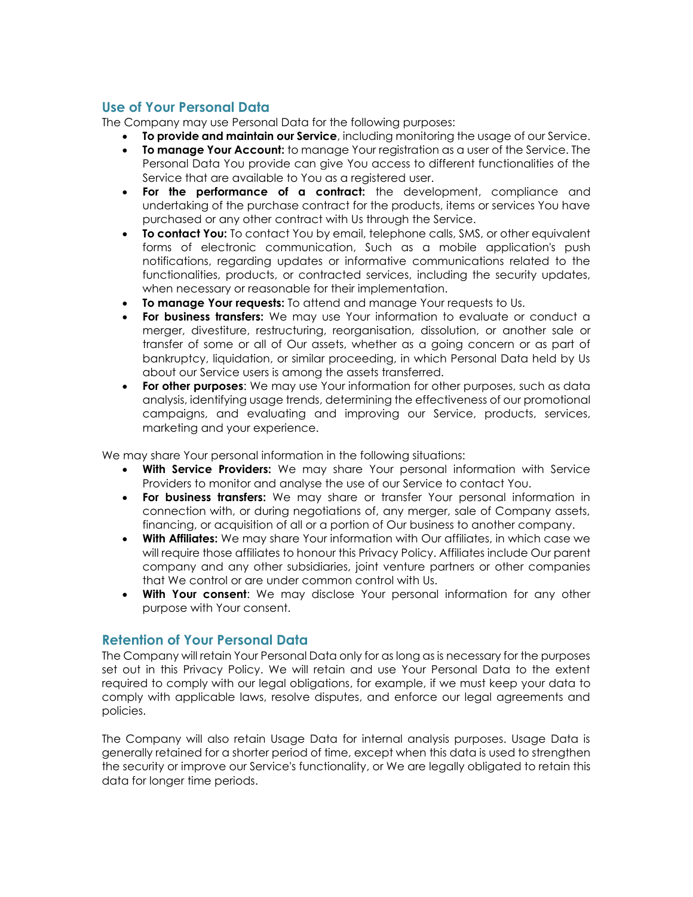## Use of Your Personal Data

The Company may use Personal Data for the following purposes:

- **To provide and maintain our Service**, including monitoring the usage of our Service.
- **To manage Your Account:** to manage Your registration as a user of the Service. The Personal Data You provide can give You access to different functionalities of the Service that are available to You as a registered user.
- **For the performance of a contract:** the development, compliance and undertaking of the purchase contract for the products, items or services You have purchased or any other contract with Us through the Service.
- **To contact You:** To contact You by email, telephone calls, SMS, or other equivalent forms of electronic communication, Such as a mobile application's push notifications, regarding updates or informative communications related to the functionalities, products, or contracted services, including the security updates, when necessary or reasonable for their implementation.
- **To manage Your requests:** To attend and manage Your requests to Us.
- **For business transfers:** We may use Your information to evaluate or conduct a merger, divestiture, restructuring, reorganisation, dissolution, or another sale or transfer of some or all of Our assets, whether as a going concern or as part of bankruptcy, liquidation, or similar proceeding, in which Personal Data held by Us about our Service users is among the assets transferred.
- **For other purposes**: We may use Your information for other purposes, such as data analysis, identifying usage trends, determining the effectiveness of our promotional campaigns, and evaluating and improving our Service, products, services, marketing and your experience.

We may share Your personal information in the following situations:

- **With Service Providers:** We may share Your personal information with Service Providers to monitor and analyse the use of our Service to contact You.
- **For business transfers:** We may share or transfer Your personal information in connection with, or during negotiations of, any merger, sale of Company assets, financing, or acquisition of all or a portion of Our business to another company.
- **With Affiliates:** We may share Your information with Our affiliates, in which case we will require those affiliates to honour this Privacy Policy. Affiliates include Our parent company and any other subsidiaries, joint venture partners or other companies that We control or are under common control with Us.
- **With Your consent**: We may disclose Your personal information for any other purpose with Your consent.

## Retention of Your Personal Data

The Company will retain Your Personal Data only for as long as is necessary for the purposes set out in this Privacy Policy. We will retain and use Your Personal Data to the extent required to comply with our legal obligations, for example, if we must keep your data to comply with applicable laws, resolve disputes, and enforce our legal agreements and policies.

The Company will also retain Usage Data for internal analysis purposes. Usage Data is generally retained for a shorter period of time, except when this data is used to strengthen the security or improve our Service's functionality, or We are legally obligated to retain this data for longer time periods.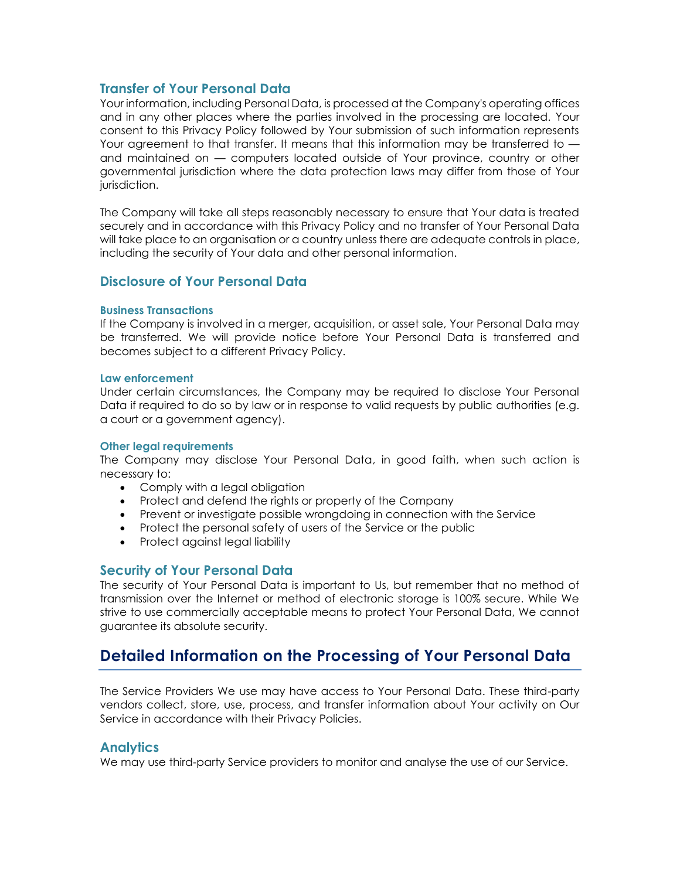### Transfer of Your Personal Data

Your information, including Personal Data, is processed at the Company's operating offices and in any other places where the parties involved in the processing are located. Your consent to this Privacy Policy followed by Your submission of such information represents Your agreement to that transfer. It means that this information may be transferred to — and maintained on — computers located outside of Your province, country or other governmental jurisdiction where the data protection laws may differ from those of Your jurisdiction.

The Company will take all steps reasonably necessary to ensure that Your data is treated securely and in accordance with this Privacy Policy and no transfer of Your Personal Data will take place to an organisation or a country unless there are adequate controls in place, including the security of Your data and other personal information.

### Disclosure of Your Personal Data

#### Business Transactions

If the Company is involved in a merger, acquisition, or asset sale, Your Personal Data may be transferred. We will provide notice before Your Personal Data is transferred and becomes subject to a different Privacy Policy.

#### Law enforcement

Under certain circumstances, the Company may be required to disclose Your Personal Data if required to do so by law or in response to valid requests by public authorities (e.g. a court or a government agency).

#### Other legal requirements

The Company may disclose Your Personal Data, in good faith, when such action is necessary to:

- Comply with a legal obligation
- Protect and defend the rights or property of the Company
- Prevent or investigate possible wrongdoing in connection with the Service
- Protect the personal safety of users of the Service or the public
- Protect against legal liability

### Security of Your Personal Data

The security of Your Personal Data is important to Us, but remember that no method of transmission over the Internet or method of electronic storage is 100% secure. While We strive to use commercially acceptable means to protect Your Personal Data, We cannot guarantee its absolute security.

## Detailed Information on the Processing of Your Personal Data

The Service Providers We use may have access to Your Personal Data. These third-party vendors collect, store, use, process, and transfer information about Your activity on Our Service in accordance with their Privacy Policies.

### Analytics

We may use third-party Service providers to monitor and analyse the use of our Service.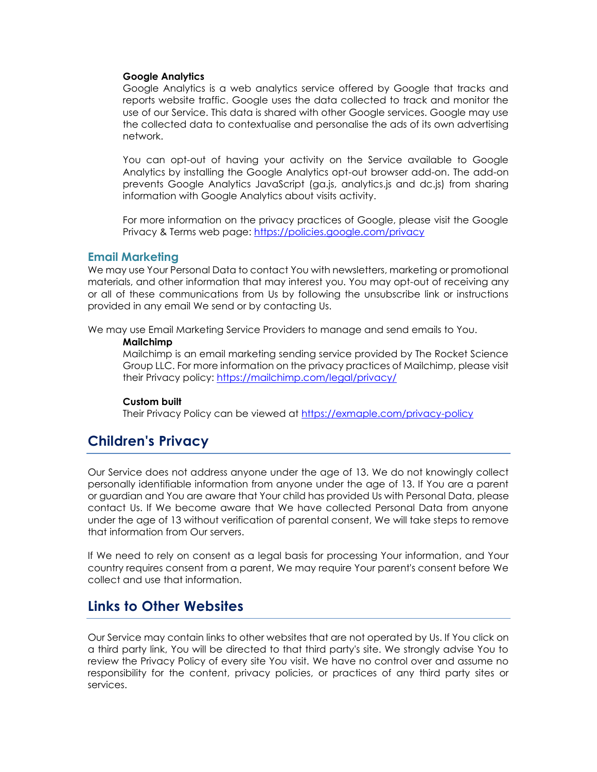**Google Analytics**

Google Analytics is a web analytics service offered by Google that tracks and reports website traffic. Google uses the data collected to track and monitor the use of our Service. This data is shared with other Google services. Google may use the collected data to contextualise and personalise the ads of its own advertising network.

You can opt-out of having your activity on the Service available to Google Analytics by installing the Google Analytics opt-out browser add-on. The add-on prevents Google Analytics JavaScript (ga.js, analytics.js and dc.js) from sharing information with Google Analytics about visits activity.

For more information on the privacy practices of Google, please visit the Google Privacy & Terms web page: https://policies.google.com/privacy

### Email Marketing

We may use Your Personal Data to contact You with newsletters, marketing or promotional materials, and other information that may interest you. You may opt-out of receiving any or all of these communications from Us by following the unsubscribe link or instructions provided in any email We send or by contacting Us.

We may use Email Marketing Service Providers to manage and send emails to You.

**Mailchimp**

Mailchimp is an email marketing sending service provided by The Rocket Science Group LLC. For more information on the privacy practices of Mailchimp, please visit their Privacy policy: https://mailchimp.com/legal/privacy/

**Custom built**

Their Privacy Policy can be viewed at https://exmaple.com/privacy-policy

## Children's Privacy

Our Service does not address anyone under the age of 13. We do not knowingly collect personally identifiable information from anyone under the age of 13. If You are a parent or guardian and You are aware that Your child has provided Us with Personal Data, please contact Us. If We become aware that We have collected Personal Data from anyone under the age of 13 without verification of parental consent, We will take steps to remove that information from Our servers.

If We need to rely on consent as a legal basis for processing Your information, and Your country requires consent from a parent, We may require Your parent's consent before We collect and use that information.

## Links to Other Websites

Our Service may contain links to other websites that are not operated by Us. If You click on a third party link, You will be directed to that third party's site. We strongly advise You to review the Privacy Policy of every site You visit. We have no control over and assume no responsibility for the content, privacy policies, or practices of any third party sites or services.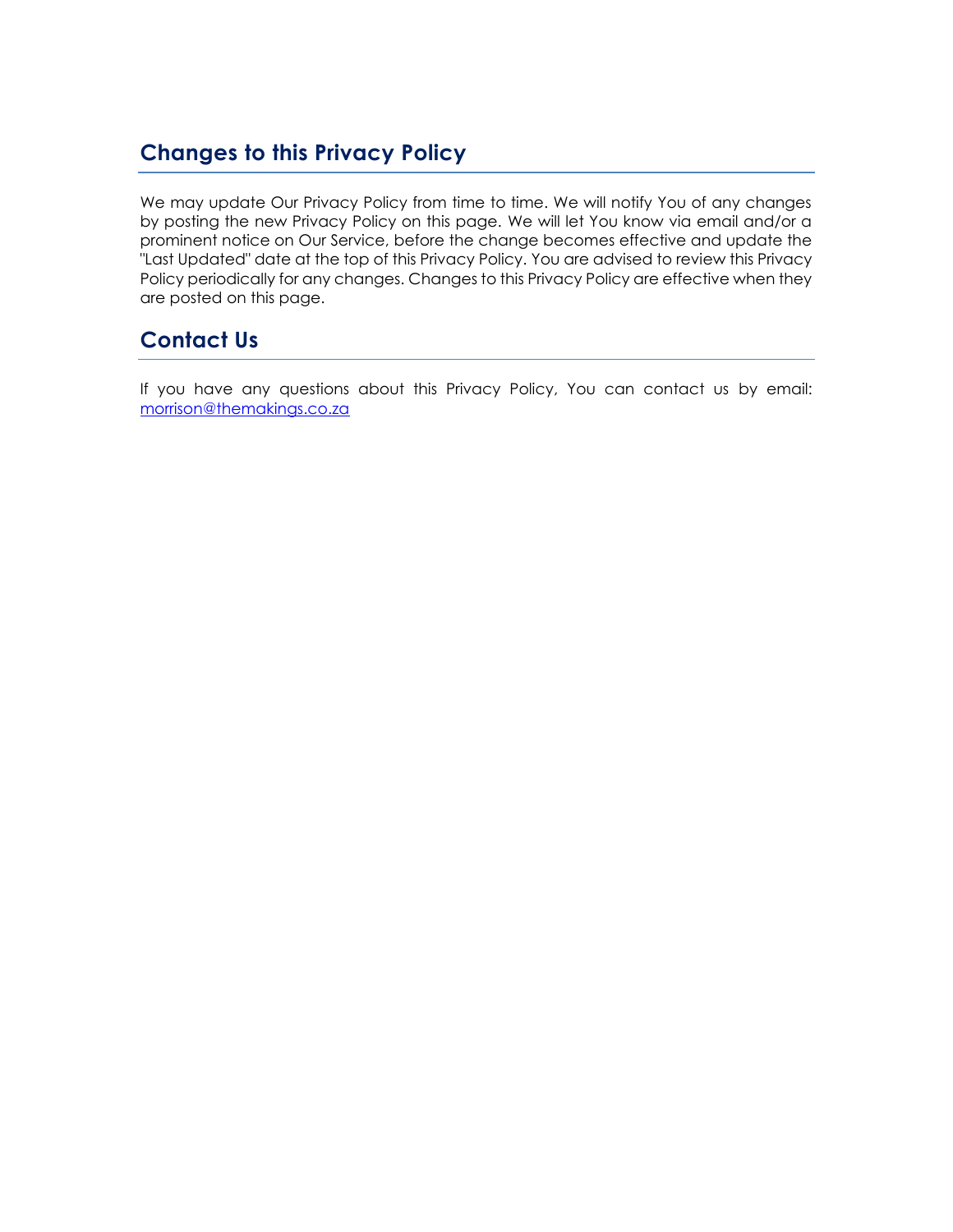## Changes to this Privacy Policy

We may update Our Privacy Policy from time to time. We will notify You of any changes by posting the new Privacy Policy on this page. We will let You know via email and/or a prominent notice on Our Service, before the change becomes effective and update the "Last Updated" date at the top of this Privacy Policy. You are advised to review this Privacy Policy periodically for any changes. Changes to this Privacy Policy are effective when they are posted on this page.

## Contact Us

If you have any questions about this Privacy Policy, You can contact us by email: [morrison@themakings.co.za](mailto:morrison@themakings.co.za)